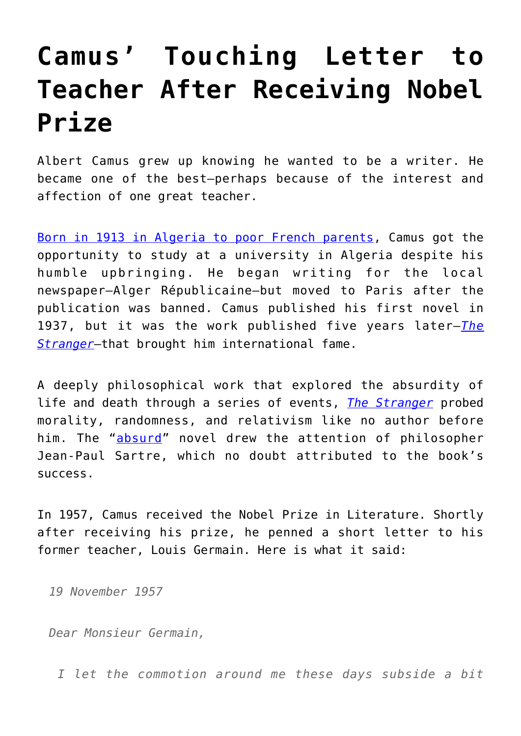# Camus' Touching Letter to Teacher After Receiving Nobel Prize

Albert Camus grew up knowing he wanted to be a writer. He became one of the best—perhaps because of the interest and affection of one great teacher.

Born in 1913 in Algeria to poor French parents, Camus got the opportunity to study at a university in Algeria despite his humble upbringing. He began writing for the local newspaper—Alger Républicaine—but moved to Paris after the publication was banned. Camus published his first novel in 1937, but it was the work published five years later—*The Stranger*—that brought him international fame.

A deeply philosophical work that explored the absurdity of life and death through a series of events, *The Stranger* probed morality, randomness, and relativism like no author before him. The "absurd" novel drew the attention of philosopher Jean-Paul Sartre, which no doubt attributed to the book's success.

In 1957, Camus received the Nobel Prize in Literature. Shortly after receiving his prize, he penned a short letter to his former teacher, Louis Germain. Here is what it said:

> *19 November 1957*
>
> *Dear Monsieur Germain,*
>
> *I let the commotion around me these days subside a bit*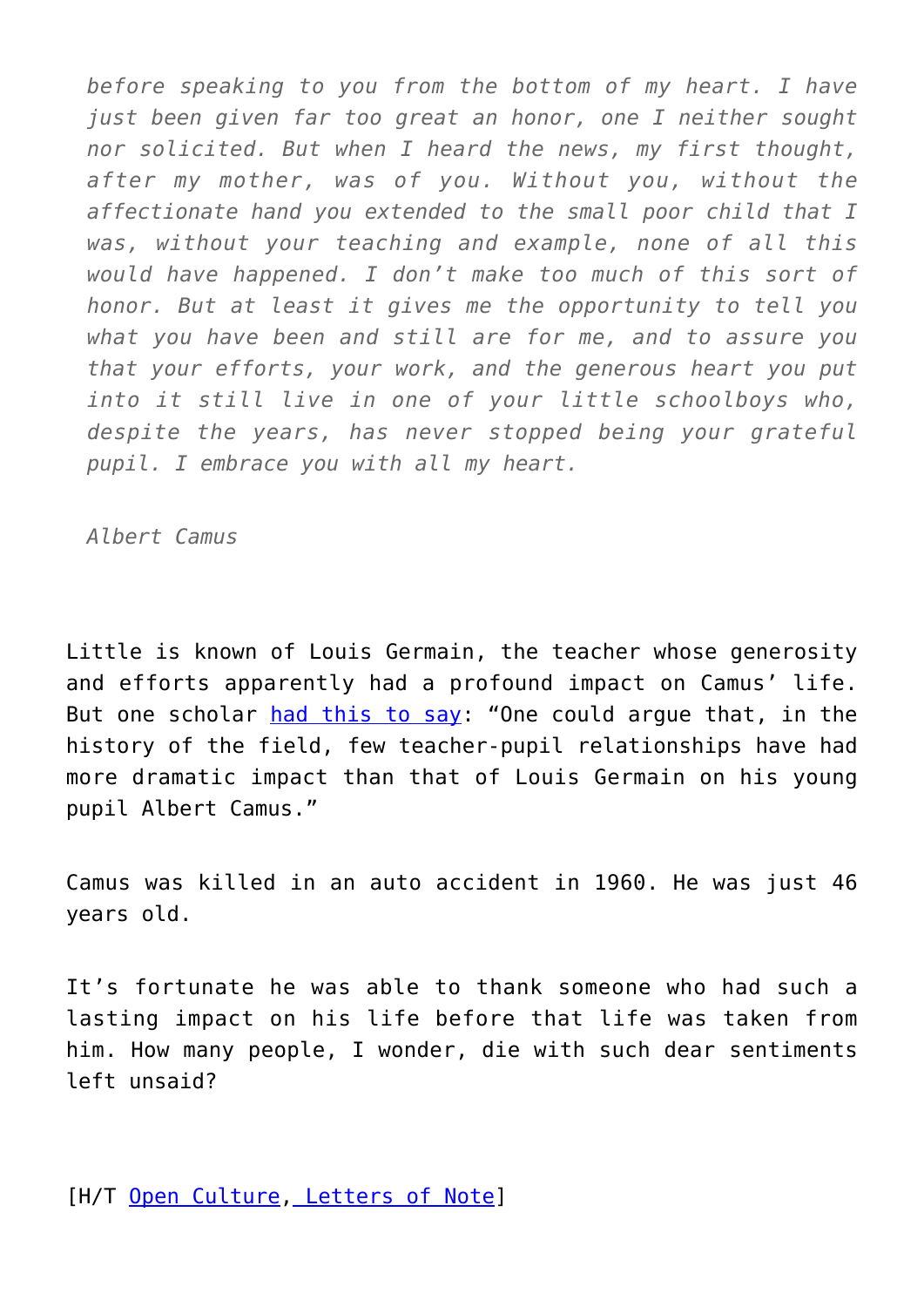*before speaking to you from the bottom of my heart. I have just been given far too great an honor, one I neither sought nor solicited. But when I heard the news, my first thought, after my mother, was of you. Without you, without the affectionate hand you extended to the small poor child that I was, without your teaching and example, none of all this would have happened. I don't make too much of this sort of honor. But at least it gives me the opportunity to tell you what you have been and still are for me, and to assure you that your efforts, your work, and the generous heart you put into it still live in one of your little schoolboys who, despite the years, has never stopped being your grateful pupil. I embrace you with all my heart.*

*Albert Camus*

Little is known of Louis Germain, the teacher whose generosity and efforts apparently had a profound impact on Camus' life. But one scholar had this to say: "One could argue that, in the history of the field, few teacher-pupil relationships have had more dramatic impact than that of Louis Germain on his young pupil Albert Camus."

Camus was killed in an auto accident in 1960. He was just 46 years old.

It's fortunate he was able to thank someone who had such a lasting impact on his life before that life was taken from him. How many people, I wonder, die with such dear sentiments left unsaid?

[H/T Open Culture, Letters of Note]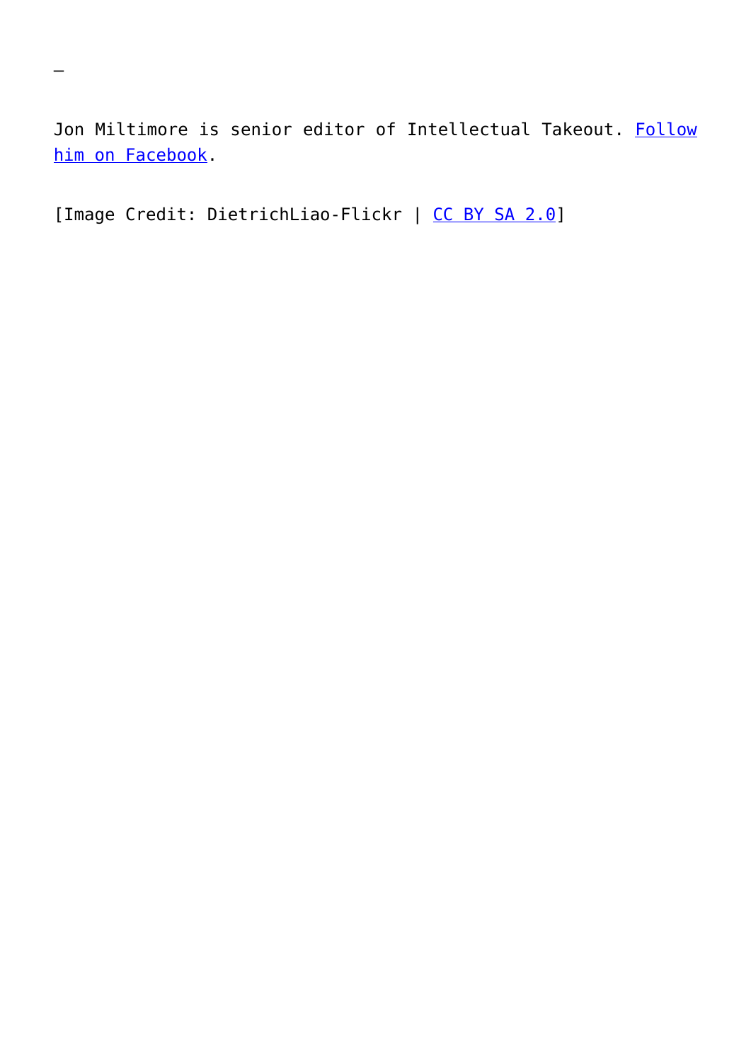—

Jon Miltimore is senior editor of Intellectual Takeout. Follow him on Facebook.

[Image Credit: DietrichLiao-Flickr | CC BY SA 2.0]